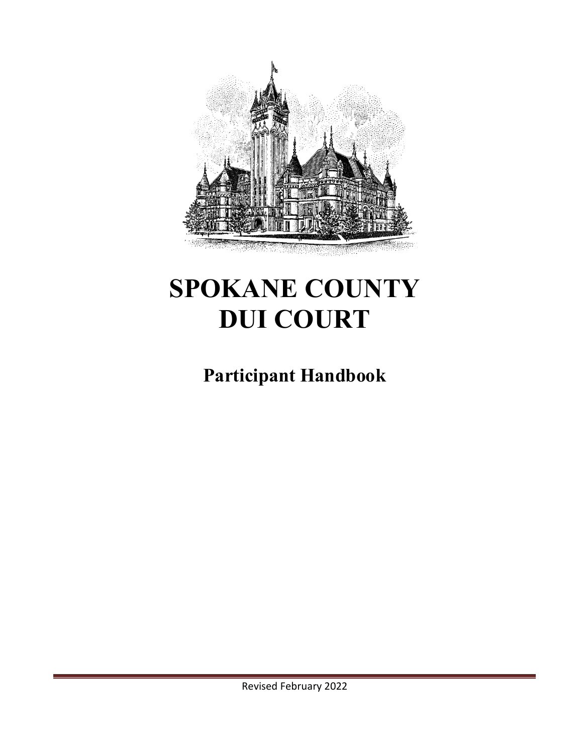# SPOKANE COUNTY DUI COURT

## Participant Handbook

Revised February 2022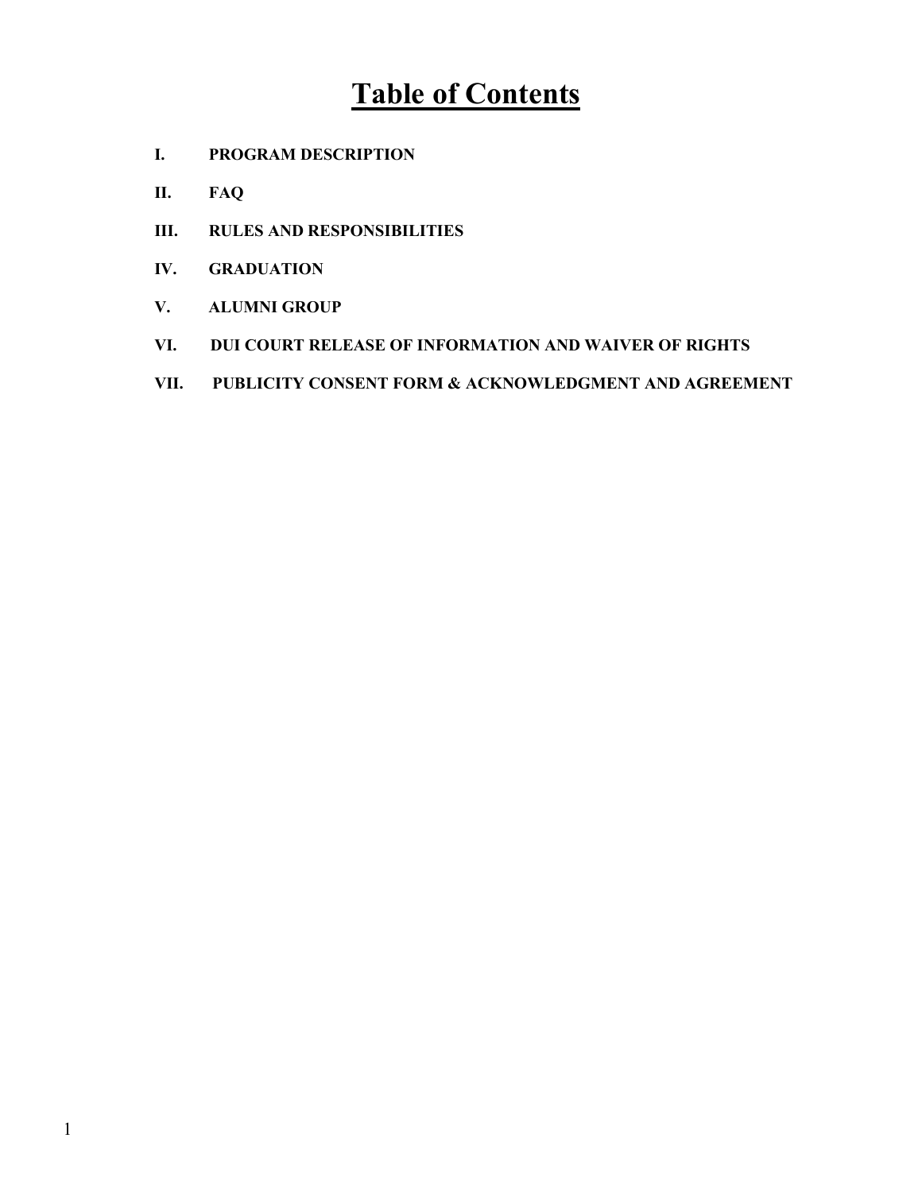# Table of Contents

I. PROGRAM DESCRIPTION

II. FAQ

III. RULES AND RESPONSIBILITIES

IV. GRADUATION

V. ALUMNI GROUP

VI. DUI COURT RELEASE OF INFORMATION AND WAIVER OF RIGHTS

VII. PUBLICITY CONSENT FORM & ACKNOWLEDGMENT AND AGREEMENT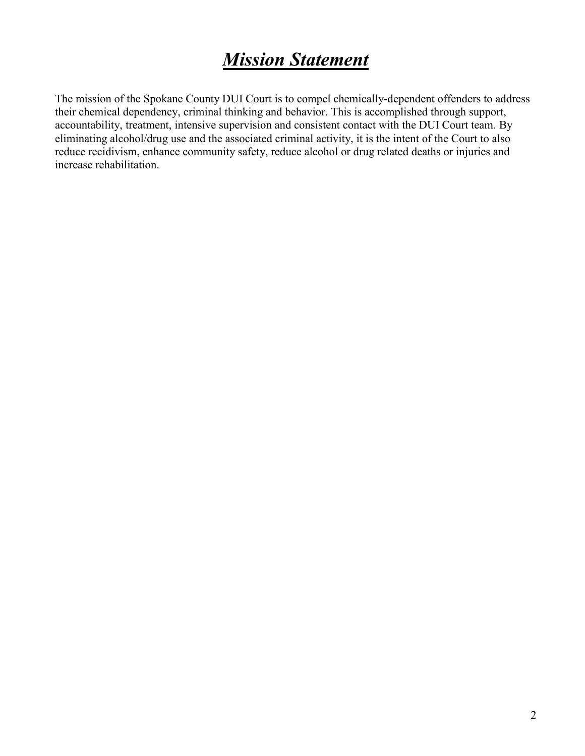# ***Mission Statement***

The mission of the Spokane County DUI Court is to compel chemically-dependent offenders to address their chemical dependency, criminal thinking and behavior. This is accomplished through support, accountability, treatment, intensive supervision and consistent contact with the DUI Court team. By eliminating alcohol/drug use and the associated criminal activity, it is the intent of the Court to also reduce recidivism, enhance community safety, reduce alcohol or drug related deaths or injuries and increase rehabilitation.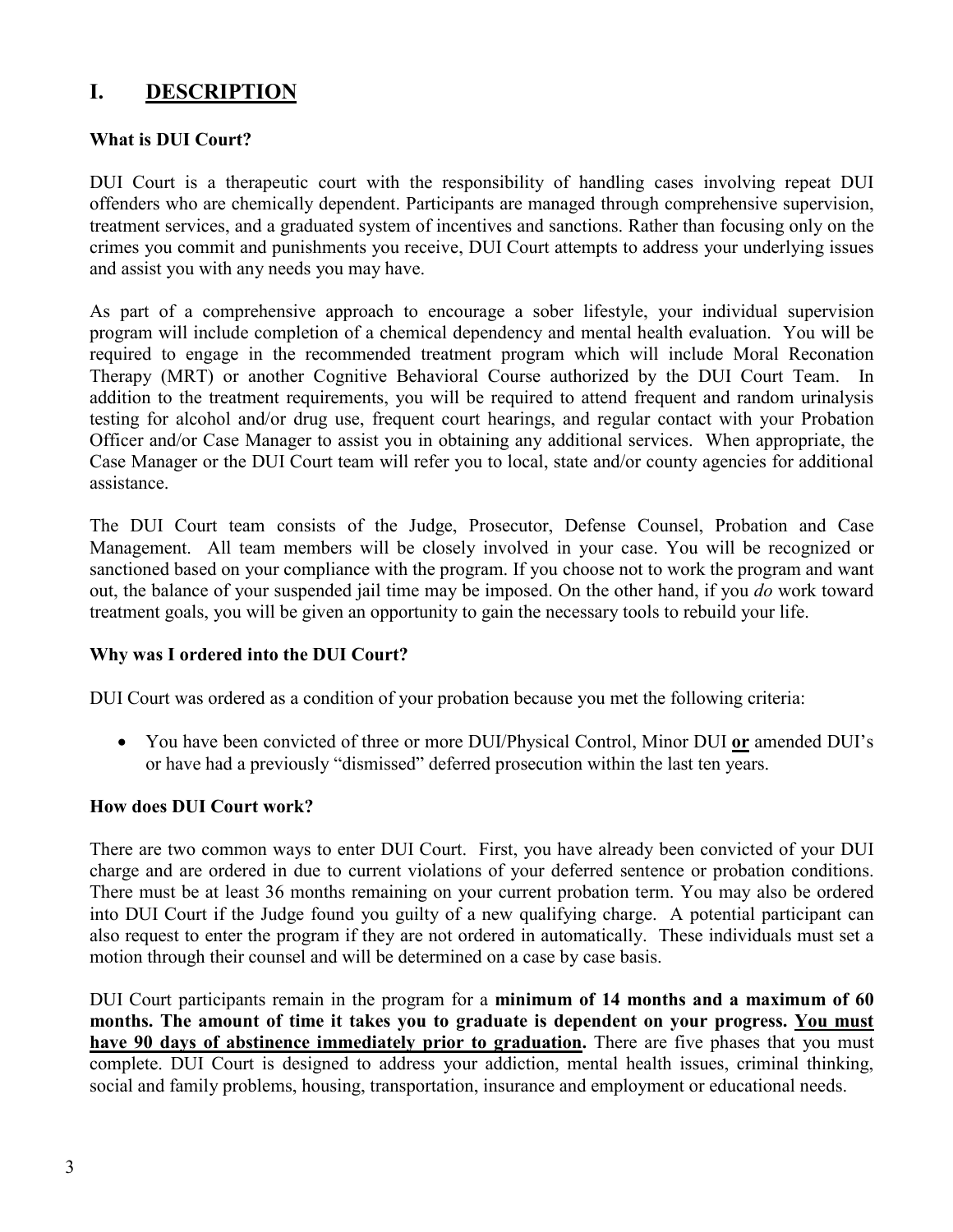## I. <u>DESCRIPTION</u>

**What is DUI Court?**

DUI Court is a therapeutic court with the responsibility of handling cases involving repeat DUI offenders who are chemically dependent. Participants are managed through comprehensive supervision, treatment services, and a graduated system of incentives and sanctions. Rather than focusing only on the crimes you commit and punishments you receive, DUI Court attempts to address your underlying issues and assist you with any needs you may have.

As part of a comprehensive approach to encourage a sober lifestyle, your individual supervision program will include completion of a chemical dependency and mental health evaluation. You will be required to engage in the recommended treatment program which will include Moral Reconation Therapy (MRT) or another Cognitive Behavioral Course authorized by the DUI Court Team. In addition to the treatment requirements, you will be required to attend frequent and random urinalysis testing for alcohol and/or drug use, frequent court hearings, and regular contact with your Probation Officer and/or Case Manager to assist you in obtaining any additional services. When appropriate, the Case Manager or the DUI Court team will refer you to local, state and/or county agencies for additional assistance.

The DUI Court team consists of the Judge, Prosecutor, Defense Counsel, Probation and Case Management. All team members will be closely involved in your case. You will be recognized or sanctioned based on your compliance with the program. If you choose not to work the program and want out, the balance of your suspended jail time may be imposed. On the other hand, if you *do* work toward treatment goals, you will be given an opportunity to gain the necessary tools to rebuild your life.

**Why was I ordered into the DUI Court?**

DUI Court was ordered as a condition of your probation because you met the following criteria:

- You have been convicted of three or more DUI/Physical Control, Minor DUI **<u>or</u>** amended DUI's or have had a previously "dismissed" deferred prosecution within the last ten years.

**How does DUI Court work?**

There are two common ways to enter DUI Court. First, you have already been convicted of your DUI charge and are ordered in due to current violations of your deferred sentence or probation conditions. There must be at least 36 months remaining on your current probation term. You may also be ordered into DUI Court if the Judge found you guilty of a new qualifying charge. A potential participant can also request to enter the program if they are not ordered in automatically. These individuals must set a motion through their counsel and will be determined on a case by case basis.

DUI Court participants remain in the program for a **minimum of 14 months and a maximum of 60 months. The amount of time it takes you to graduate is dependent on your progress. <u>You must have 90 days of abstinence immediately prior to graduation</u>.** There are five phases that you must complete. DUI Court is designed to address your addiction, mental health issues, criminal thinking, social and family problems, housing, transportation, insurance and employment or educational needs.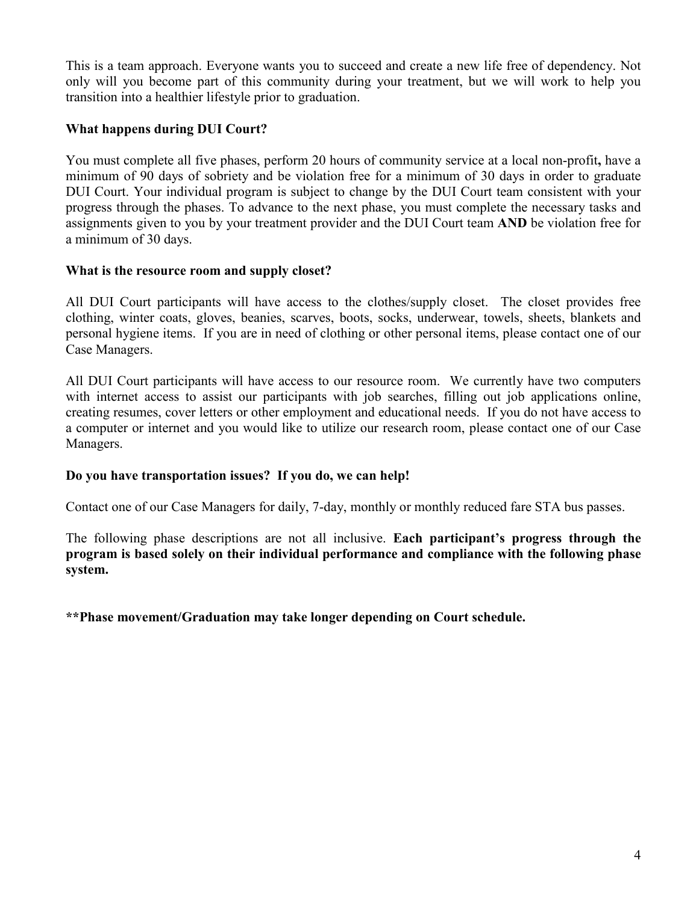This is a team approach. Everyone wants you to succeed and create a new life free of dependency. Not only will you become part of this community during your treatment, but we will work to help you transition into a healthier lifestyle prior to graduation.

**What happens during DUI Court?**

You must complete all five phases, perform 20 hours of community service at a local non-profit**,** have a minimum of 90 days of sobriety and be violation free for a minimum of 30 days in order to graduate DUI Court. Your individual program is subject to change by the DUI Court team consistent with your progress through the phases. To advance to the next phase, you must complete the necessary tasks and assignments given to you by your treatment provider and the DUI Court team **AND** be violation free for a minimum of 30 days.

**What is the resource room and supply closet?**

All DUI Court participants will have access to the clothes/supply closet. The closet provides free clothing, winter coats, gloves, beanies, scarves, boots, socks, underwear, towels, sheets, blankets and personal hygiene items. If you are in need of clothing or other personal items, please contact one of our Case Managers.

All DUI Court participants will have access to our resource room. We currently have two computers with internet access to assist our participants with job searches, filling out job applications online, creating resumes, cover letters or other employment and educational needs. If you do not have access to a computer or internet and you would like to utilize our research room, please contact one of our Case Managers.

**Do you have transportation issues? If you do, we can help!**

Contact one of our Case Managers for daily, 7-day, monthly or monthly reduced fare STA bus passes.

The following phase descriptions are not all inclusive. **Each participant's progress through the program is based solely on their individual performance and compliance with the following phase system.**

**\*\*Phase movement/Graduation may take longer depending on Court schedule.**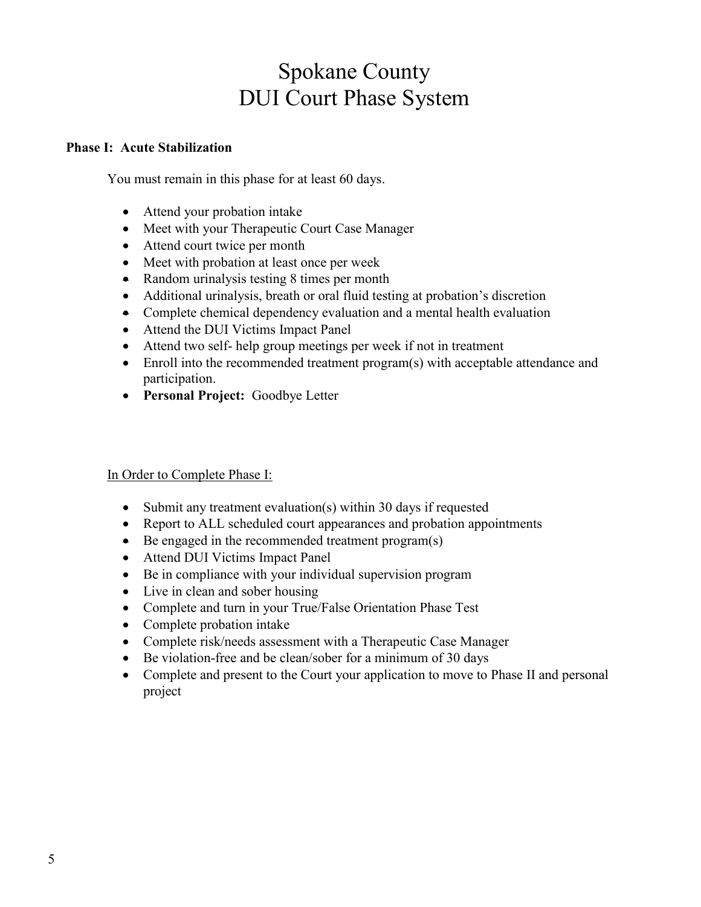# Spokane County
# DUI Court Phase System

### Phase I: Acute Stabilization

You must remain in this phase for at least 60 days.

- Attend your probation intake
- Meet with your Therapeutic Court Case Manager
- Attend court twice per month
- Meet with probation at least once per week
- Random urinalysis testing 8 times per month
- Additional urinalysis, breath or oral fluid testing at probation's discretion
- Complete chemical dependency evaluation and a mental health evaluation
- Attend the DUI Victims Impact Panel
- Attend two self- help group meetings per week if not in treatment
- Enroll into the recommended treatment program(s) with acceptable attendance and participation.
- **Personal Project:** Goodbye Letter

In Order to Complete Phase I:

- Submit any treatment evaluation(s) within 30 days if requested
- Report to ALL scheduled court appearances and probation appointments
- Be engaged in the recommended treatment program(s)
- Attend DUI Victims Impact Panel
- Be in compliance with your individual supervision program
- Live in clean and sober housing
- Complete and turn in your True/False Orientation Phase Test
- Complete probation intake
- Complete risk/needs assessment with a Therapeutic Case Manager
- Be violation-free and be clean/sober for a minimum of 30 days
- Complete and present to the Court your application to move to Phase II and personal project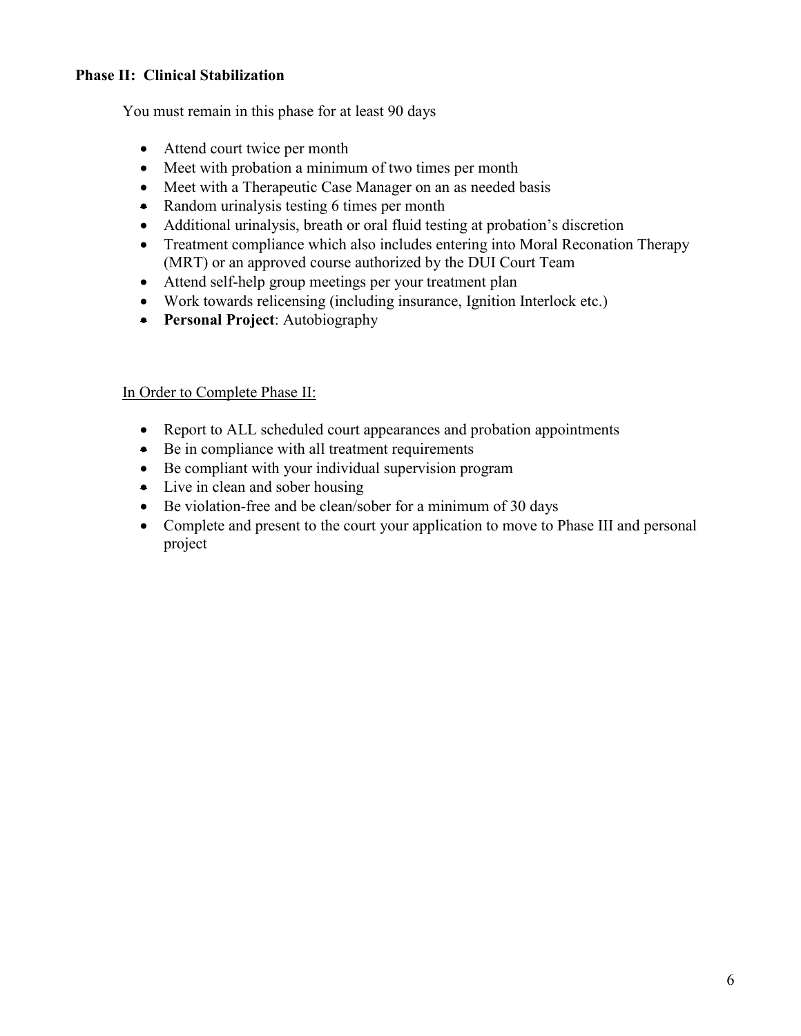### Phase II: Clinical Stabilization

You must remain in this phase for at least 90 days

- Attend court twice per month
- Meet with probation a minimum of two times per month
- Meet with a Therapeutic Case Manager on an as needed basis
- Random urinalysis testing 6 times per month
- Additional urinalysis, breath or oral fluid testing at probation's discretion
- Treatment compliance which also includes entering into Moral Reconation Therapy (MRT) or an approved course authorized by the DUI Court Team
- Attend self-help group meetings per your treatment plan
- Work towards relicensing (including insurance, Ignition Interlock etc.)
- **Personal Project**: Autobiography

In Order to Complete Phase II:

- Report to ALL scheduled court appearances and probation appointments
- Be in compliance with all treatment requirements
- Be compliant with your individual supervision program
- Live in clean and sober housing
- Be violation-free and be clean/sober for a minimum of 30 days
- Complete and present to the court your application to move to Phase III and personal project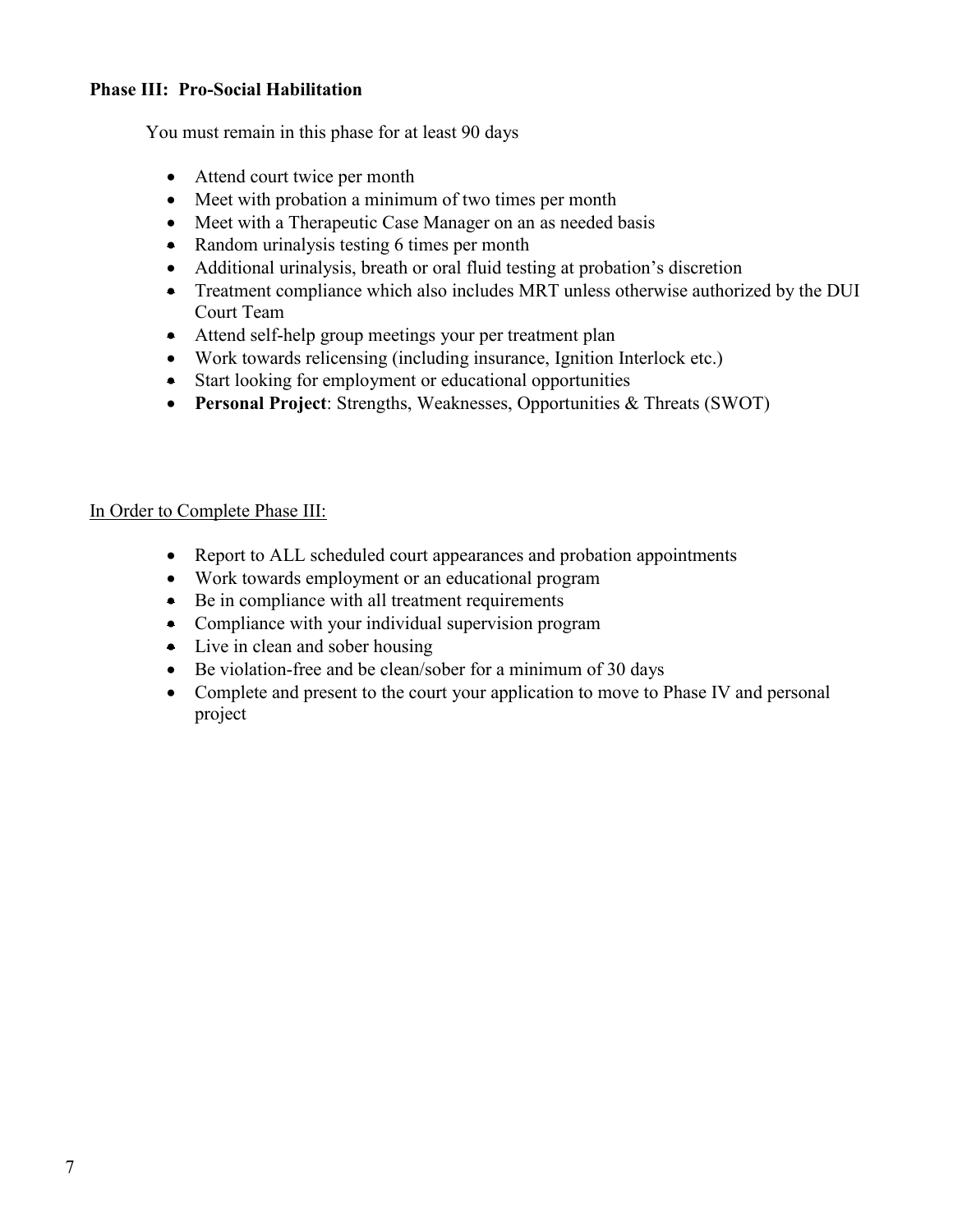**Phase III: Pro-Social Habilitation**

You must remain in this phase for at least 90 days

- Attend court twice per month
- Meet with probation a minimum of two times per month
- Meet with a Therapeutic Case Manager on an as needed basis
- Random urinalysis testing 6 times per month
- Additional urinalysis, breath or oral fluid testing at probation's discretion
- Treatment compliance which also includes MRT unless otherwise authorized by the DUI Court Team
- Attend self-help group meetings your per treatment plan
- Work towards relicensing (including insurance, Ignition Interlock etc.)
- Start looking for employment or educational opportunities
- **Personal Project**: Strengths, Weaknesses, Opportunities & Threats (SWOT)

<u>In Order to Complete Phase III:</u>

- Report to ALL scheduled court appearances and probation appointments
- Work towards employment or an educational program
- Be in compliance with all treatment requirements
- Compliance with your individual supervision program
- Live in clean and sober housing
- Be violation-free and be clean/sober for a minimum of 30 days
- Complete and present to the court your application to move to Phase IV and personal project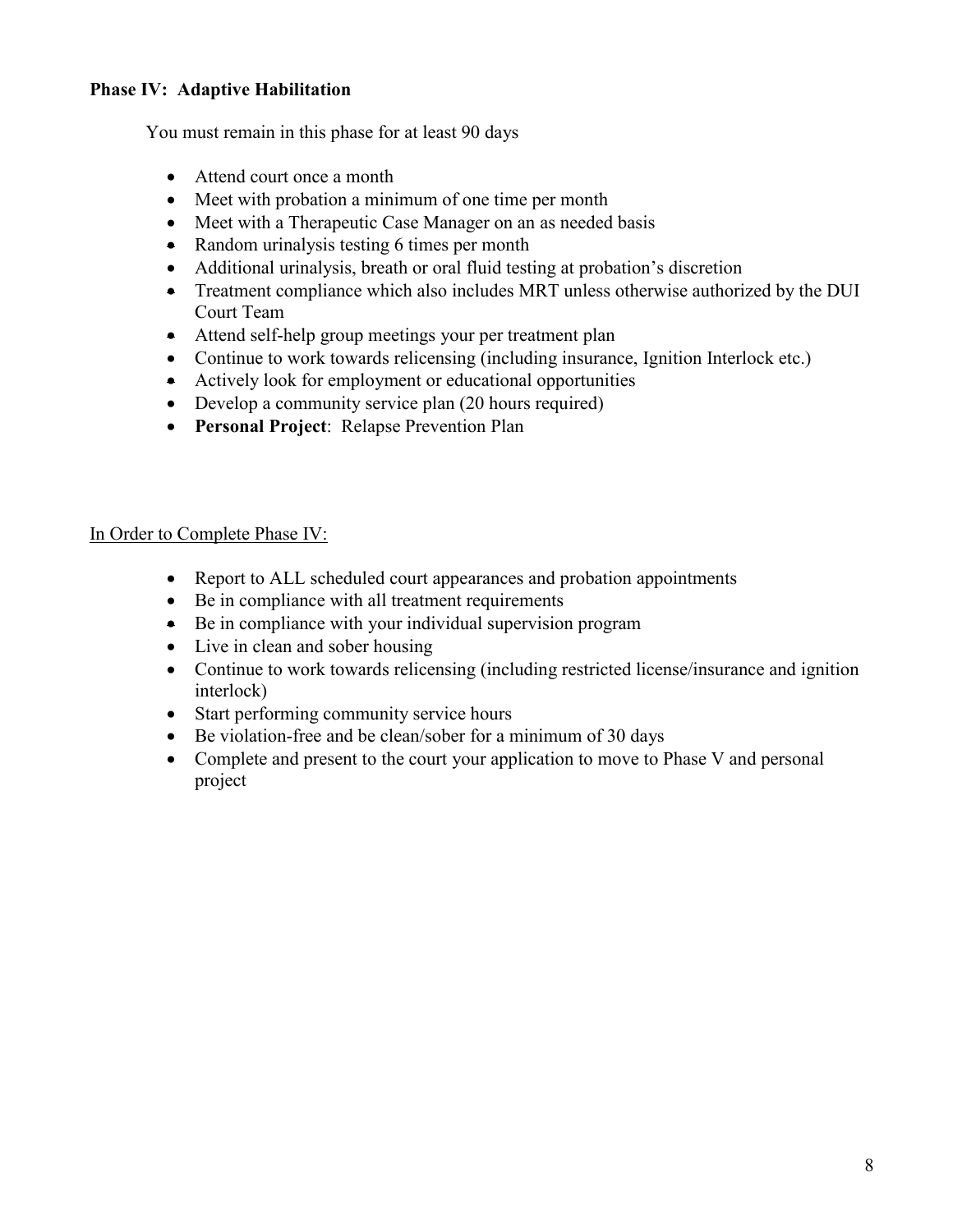**Phase IV: Adaptive Habilitation**

You must remain in this phase for at least 90 days

- Attend court once a month
- Meet with probation a minimum of one time per month
- Meet with a Therapeutic Case Manager on an as needed basis
- Random urinalysis testing 6 times per month
- Additional urinalysis, breath or oral fluid testing at probation's discretion
- Treatment compliance which also includes MRT unless otherwise authorized by the DUI Court Team
- Attend self-help group meetings your per treatment plan
- Continue to work towards relicensing (including insurance, Ignition Interlock etc.)
- Actively look for employment or educational opportunities
- Develop a community service plan (20 hours required)
- **Personal Project**: Relapse Prevention Plan

<u>In Order to Complete Phase IV:</u>

- Report to ALL scheduled court appearances and probation appointments
- Be in compliance with all treatment requirements
- Be in compliance with your individual supervision program
- Live in clean and sober housing
- Continue to work towards relicensing (including restricted license/insurance and ignition interlock)
- Start performing community service hours
- Be violation-free and be clean/sober for a minimum of 30 days
- Complete and present to the court your application to move to Phase V and personal project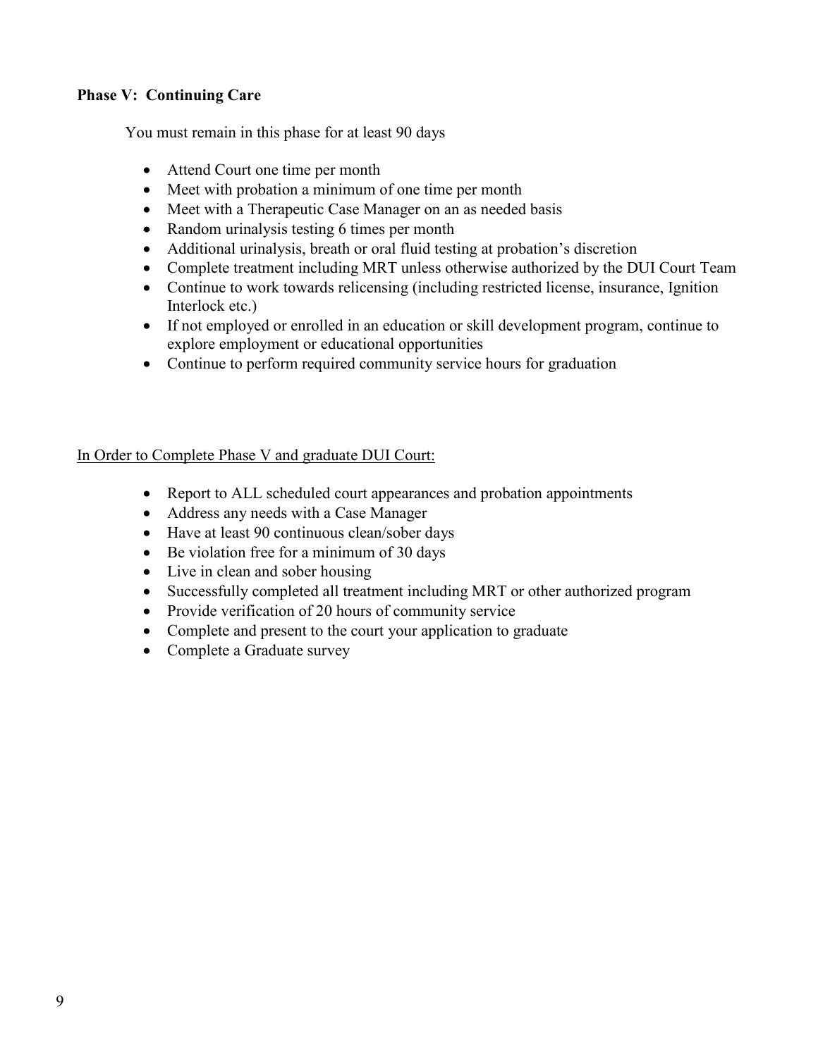**Phase V: Continuing Care**

You must remain in this phase for at least 90 days

- Attend Court one time per month
- Meet with probation a minimum of one time per month
- Meet with a Therapeutic Case Manager on an as needed basis
- Random urinalysis testing 6 times per month
- Additional urinalysis, breath or oral fluid testing at probation's discretion
- Complete treatment including MRT unless otherwise authorized by the DUI Court Team
- Continue to work towards relicensing (including restricted license, insurance, Ignition Interlock etc.)
- If not employed or enrolled in an education or skill development program, continue to explore employment or educational opportunities
- Continue to perform required community service hours for graduation

<u>In Order to Complete Phase V and graduate DUI Court:</u>

- Report to ALL scheduled court appearances and probation appointments
- Address any needs with a Case Manager
- Have at least 90 continuous clean/sober days
- Be violation free for a minimum of 30 days
- Live in clean and sober housing
- Successfully completed all treatment including MRT or other authorized program
- Provide verification of 20 hours of community service
- Complete and present to the court your application to graduate
- Complete a Graduate survey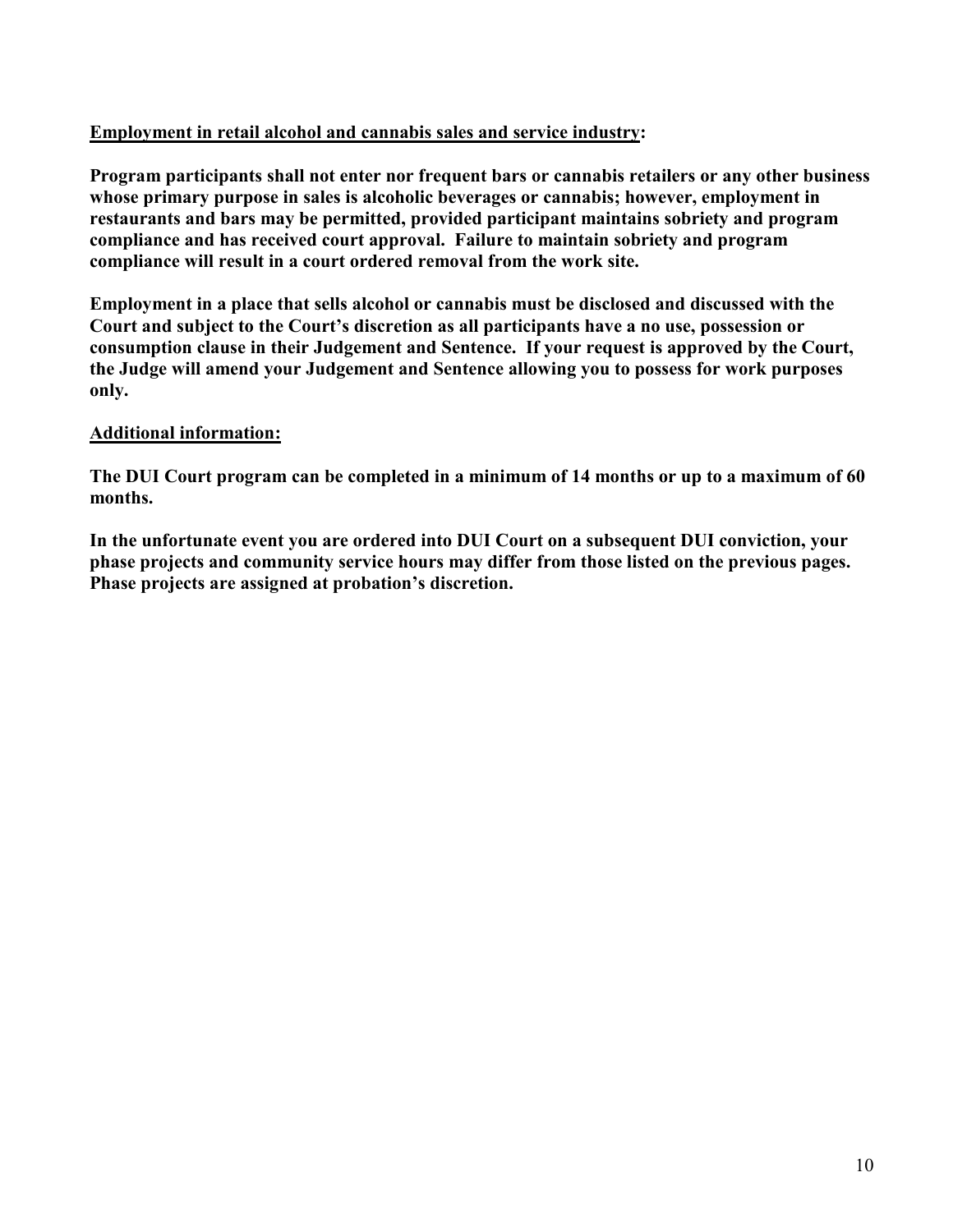**<u>Employment in retail alcohol and cannabis sales and service industry</u>:**

**Program participants shall not enter nor frequent bars or cannabis retailers or any other business whose primary purpose in sales is alcoholic beverages or cannabis; however, employment in restaurants and bars may be permitted, provided participant maintains sobriety and program compliance and has received court approval. Failure to maintain sobriety and program compliance will result in a court ordered removal from the work site.**

**Employment in a place that sells alcohol or cannabis must be disclosed and discussed with the Court and subject to the Court's discretion as all participants have a no use, possession or consumption clause in their Judgement and Sentence. If your request is approved by the Court, the Judge will amend your Judgement and Sentence allowing you to possess for work purposes only.**

**<u>Additional information:</u>**

**The DUI Court program can be completed in a minimum of 14 months or up to a maximum of 60 months.**

**In the unfortunate event you are ordered into DUI Court on a subsequent DUI conviction, your phase projects and community service hours may differ from those listed on the previous pages. Phase projects are assigned at probation's discretion.**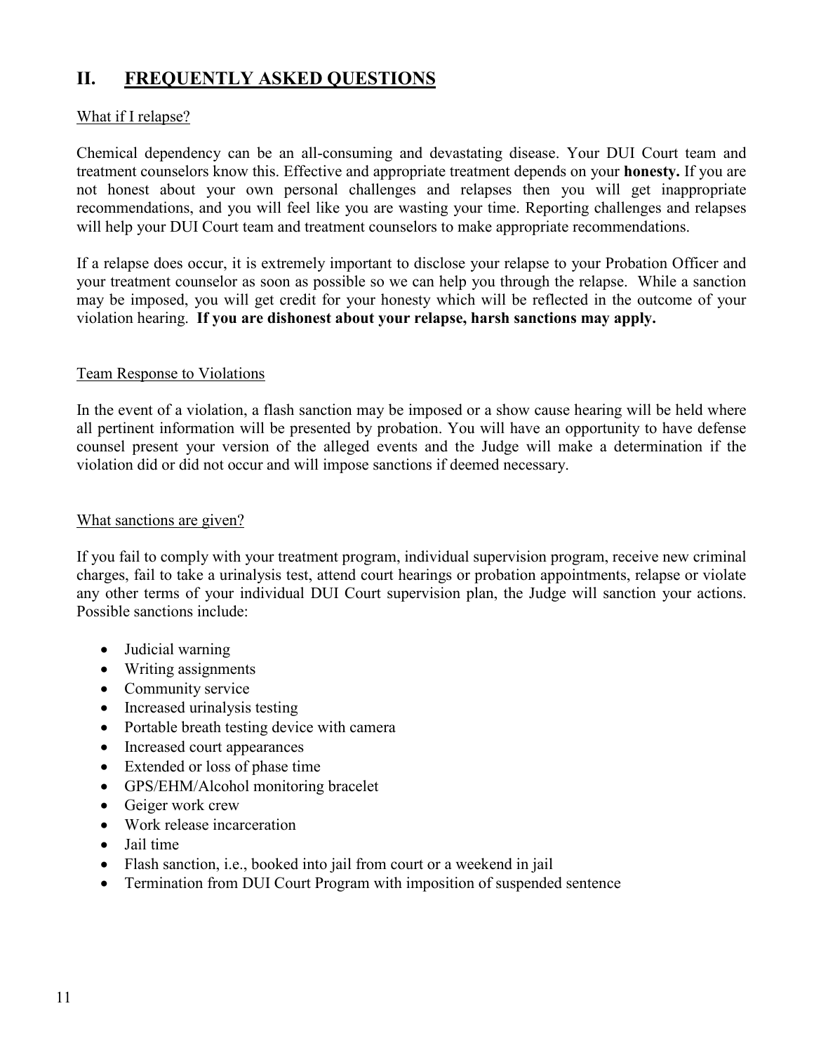## II. FREQUENTLY ASKED QUESTIONS

What if I relapse?

Chemical dependency can be an all-consuming and devastating disease. Your DUI Court team and treatment counselors know this. Effective and appropriate treatment depends on your **honesty.** If you are not honest about your own personal challenges and relapses then you will get inappropriate recommendations, and you will feel like you are wasting your time. Reporting challenges and relapses will help your DUI Court team and treatment counselors to make appropriate recommendations.

If a relapse does occur, it is extremely important to disclose your relapse to your Probation Officer and your treatment counselor as soon as possible so we can help you through the relapse. While a sanction may be imposed, you will get credit for your honesty which will be reflected in the outcome of your violation hearing. **If you are dishonest about your relapse, harsh sanctions may apply.**

Team Response to Violations

In the event of a violation, a flash sanction may be imposed or a show cause hearing will be held where all pertinent information will be presented by probation. You will have an opportunity to have defense counsel present your version of the alleged events and the Judge will make a determination if the violation did or did not occur and will impose sanctions if deemed necessary.

What sanctions are given?

If you fail to comply with your treatment program, individual supervision program, receive new criminal charges, fail to take a urinalysis test, attend court hearings or probation appointments, relapse or violate any other terms of your individual DUI Court supervision plan, the Judge will sanction your actions. Possible sanctions include:

- Judicial warning
- Writing assignments
- Community service
- Increased urinalysis testing
- Portable breath testing device with camera
- Increased court appearances
- Extended or loss of phase time
- GPS/EHM/Alcohol monitoring bracelet
- Geiger work crew
- Work release incarceration
- Jail time
- Flash sanction, i.e., booked into jail from court or a weekend in jail
- Termination from DUI Court Program with imposition of suspended sentence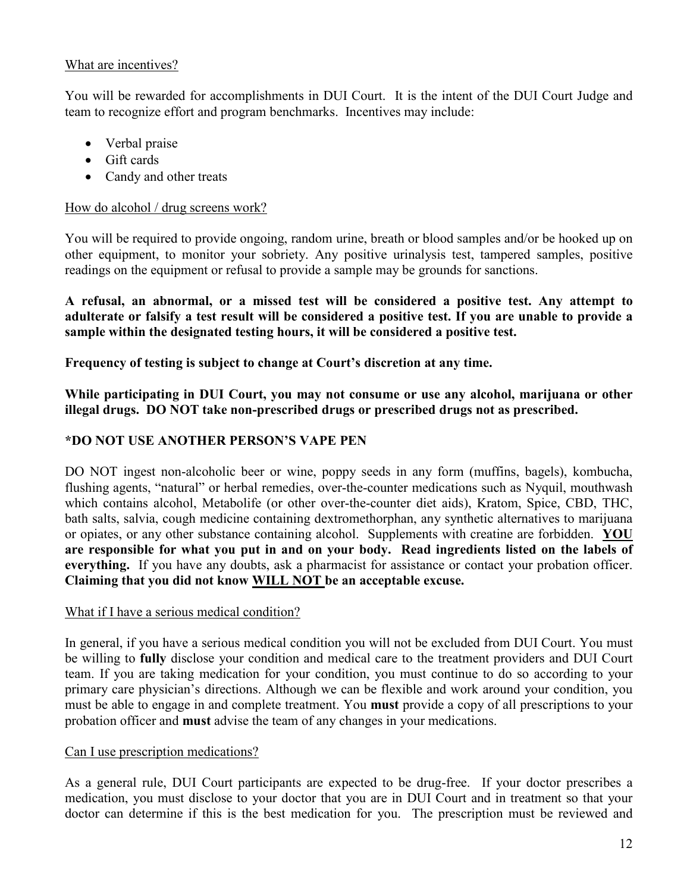<u>What are incentives?</u>

You will be rewarded for accomplishments in DUI Court. It is the intent of the DUI Court Judge and team to recognize effort and program benchmarks. Incentives may include:

- Verbal praise
- Gift cards
- Candy and other treats

<u>How do alcohol / drug screens work?</u>

You will be required to provide ongoing, random urine, breath or blood samples and/or be hooked up on other equipment, to monitor your sobriety. Any positive urinalysis test, tampered samples, positive readings on the equipment or refusal to provide a sample may be grounds for sanctions.

**A refusal, an abnormal, or a missed test will be considered a positive test. Any attempt to adulterate or falsify a test result will be considered a positive test. If you are unable to provide a sample within the designated testing hours, it will be considered a positive test.**

**Frequency of testing is subject to change at Court's discretion at any time.**

**While participating in DUI Court, you may not consume or use any alcohol, marijuana or other illegal drugs. DO NOT take non-prescribed drugs or prescribed drugs not as prescribed.**

**\*DO NOT USE ANOTHER PERSON'S VAPE PEN**

DO NOT ingest non-alcoholic beer or wine, poppy seeds in any form (muffins, bagels), kombucha, flushing agents, "natural" or herbal remedies, over-the-counter medications such as Nyquil, mouthwash which contains alcohol, Metabolife (or other over-the-counter diet aids), Kratom, Spice, CBD, THC, bath salts, salvia, cough medicine containing dextromethorphan, any synthetic alternatives to marijuana or opiates, or any other substance containing alcohol. Supplements with creatine are forbidden. **<u>YOU</u> are responsible for what you put in and on your body. Read ingredients listed on the labels of everything.** If you have any doubts, ask a pharmacist for assistance or contact your probation officer. **Claiming that you did not know <u>WILL NOT</u> be an acceptable excuse.**

<u>What if I have a serious medical condition?</u>

In general, if you have a serious medical condition you will not be excluded from DUI Court. You must be willing to **fully** disclose your condition and medical care to the treatment providers and DUI Court team. If you are taking medication for your condition, you must continue to do so according to your primary care physician's directions. Although we can be flexible and work around your condition, you must be able to engage in and complete treatment. You **must** provide a copy of all prescriptions to your probation officer and **must** advise the team of any changes in your medications.

<u>Can I use prescription medications?</u>

As a general rule, DUI Court participants are expected to be drug-free. If your doctor prescribes a medication, you must disclose to your doctor that you are in DUI Court and in treatment so that your doctor can determine if this is the best medication for you. The prescription must be reviewed and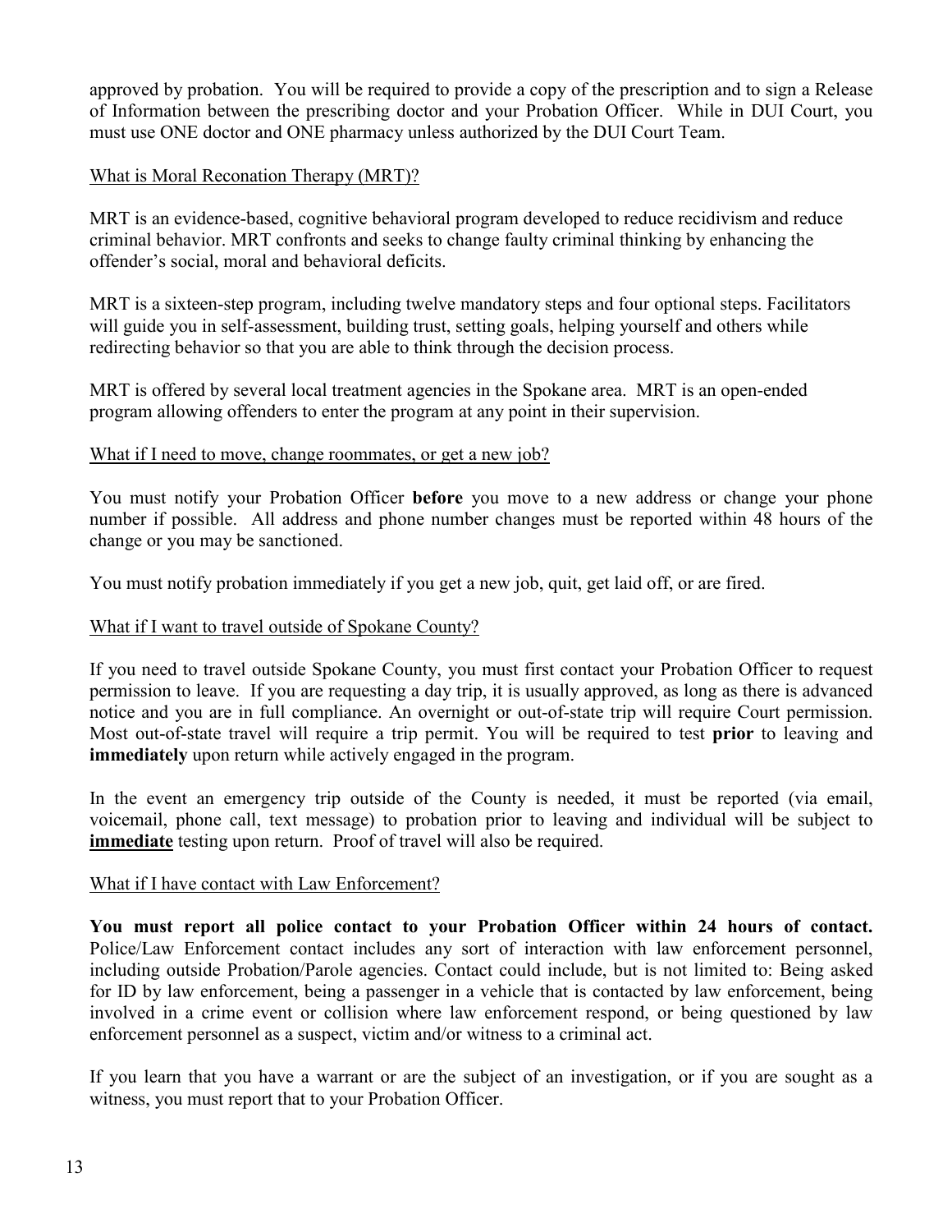approved by probation. You will be required to provide a copy of the prescription and to sign a Release of Information between the prescribing doctor and your Probation Officer. While in DUI Court, you must use ONE doctor and ONE pharmacy unless authorized by the DUI Court Team.

<u>What is Moral Reconation Therapy (MRT)?</u>

MRT is an evidence-based, cognitive behavioral program developed to reduce recidivism and reduce criminal behavior. MRT confronts and seeks to change faulty criminal thinking by enhancing the offender's social, moral and behavioral deficits.

MRT is a sixteen-step program, including twelve mandatory steps and four optional steps. Facilitators will guide you in self-assessment, building trust, setting goals, helping yourself and others while redirecting behavior so that you are able to think through the decision process.

MRT is offered by several local treatment agencies in the Spokane area. MRT is an open-ended program allowing offenders to enter the program at any point in their supervision.

<u>What if I need to move, change roommates, or get a new job?</u>

You must notify your Probation Officer **before** you move to a new address or change your phone number if possible. All address and phone number changes must be reported within 48 hours of the change or you may be sanctioned.

You must notify probation immediately if you get a new job, quit, get laid off, or are fired.

<u>What if I want to travel outside of Spokane County?</u>

If you need to travel outside Spokane County, you must first contact your Probation Officer to request permission to leave. If you are requesting a day trip, it is usually approved, as long as there is advanced notice and you are in full compliance. An overnight or out-of-state trip will require Court permission. Most out-of-state travel will require a trip permit. You will be required to test **prior** to leaving and **immediately** upon return while actively engaged in the program.

In the event an emergency trip outside of the County is needed, it must be reported (via email, voicemail, phone call, text message) to probation prior to leaving and individual will be subject to <u>**immediate**</u> testing upon return. Proof of travel will also be required.

<u>What if I have contact with Law Enforcement?</u>

**You must report all police contact to your Probation Officer within 24 hours of contact.** Police/Law Enforcement contact includes any sort of interaction with law enforcement personnel, including outside Probation/Parole agencies. Contact could include, but is not limited to: Being asked for ID by law enforcement, being a passenger in a vehicle that is contacted by law enforcement, being involved in a crime event or collision where law enforcement respond, or being questioned by law enforcement personnel as a suspect, victim and/or witness to a criminal act.

If you learn that you have a warrant or are the subject of an investigation, or if you are sought as a witness, you must report that to your Probation Officer.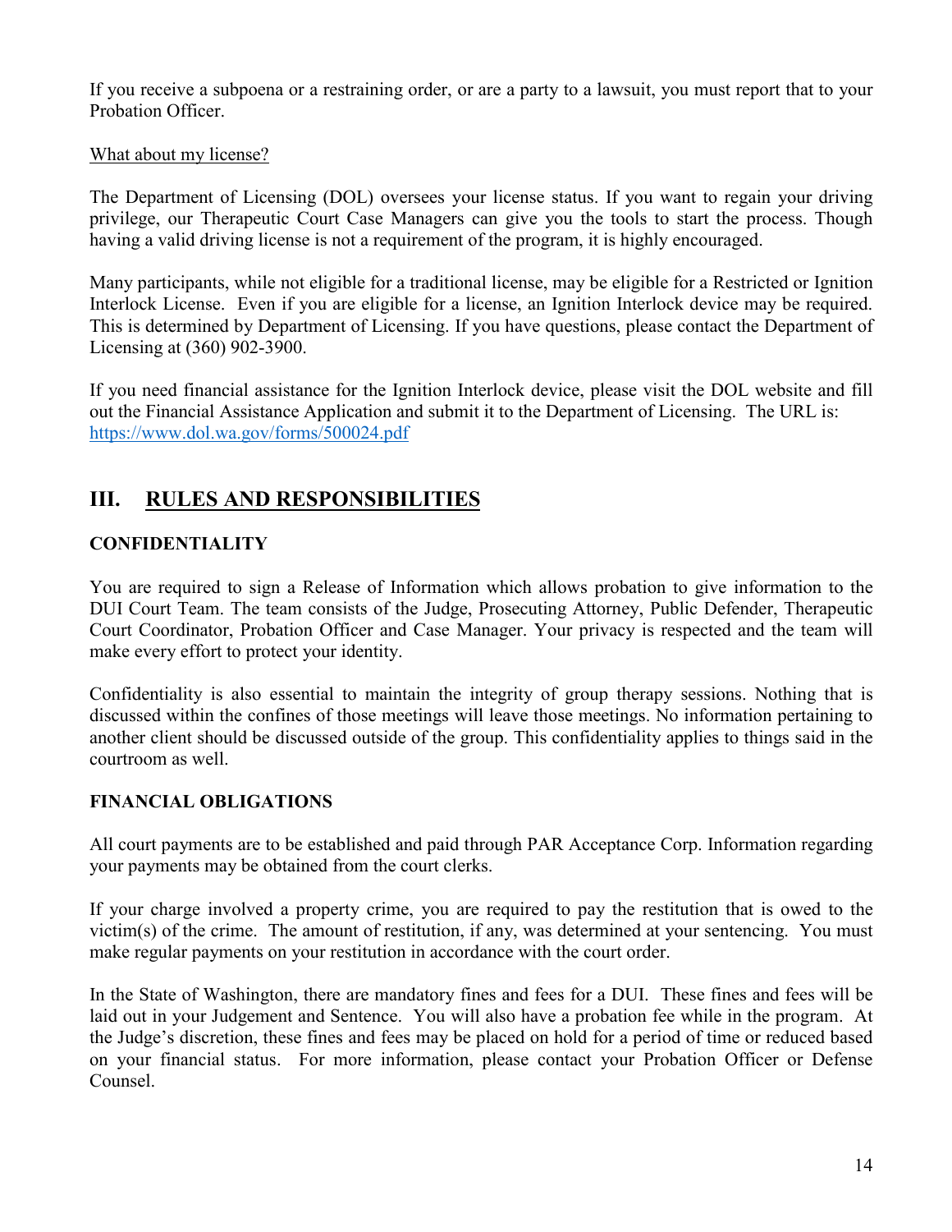If you receive a subpoena or a restraining order, or are a party to a lawsuit, you must report that to your Probation Officer.

What about my license?

The Department of Licensing (DOL) oversees your license status. If you want to regain your driving privilege, our Therapeutic Court Case Managers can give you the tools to start the process. Though having a valid driving license is not a requirement of the program, it is highly encouraged.

Many participants, while not eligible for a traditional license, may be eligible for a Restricted or Ignition Interlock License. Even if you are eligible for a license, an Ignition Interlock device may be required. This is determined by Department of Licensing. If you have questions, please contact the Department of Licensing at (360) 902-3900.

If you need financial assistance for the Ignition Interlock device, please visit the DOL website and fill out the Financial Assistance Application and submit it to the Department of Licensing. The URL is: https://www.dol.wa.gov/forms/500024.pdf

## III. RULES AND RESPONSIBILITIES

### CONFIDENTIALITY

You are required to sign a Release of Information which allows probation to give information to the DUI Court Team. The team consists of the Judge, Prosecuting Attorney, Public Defender, Therapeutic Court Coordinator, Probation Officer and Case Manager. Your privacy is respected and the team will make every effort to protect your identity.

Confidentiality is also essential to maintain the integrity of group therapy sessions. Nothing that is discussed within the confines of those meetings will leave those meetings. No information pertaining to another client should be discussed outside of the group. This confidentiality applies to things said in the courtroom as well.

### FINANCIAL OBLIGATIONS

All court payments are to be established and paid through PAR Acceptance Corp. Information regarding your payments may be obtained from the court clerks.

If your charge involved a property crime, you are required to pay the restitution that is owed to the victim(s) of the crime. The amount of restitution, if any, was determined at your sentencing. You must make regular payments on your restitution in accordance with the court order.

In the State of Washington, there are mandatory fines and fees for a DUI. These fines and fees will be laid out in your Judgement and Sentence. You will also have a probation fee while in the program. At the Judge's discretion, these fines and fees may be placed on hold for a period of time or reduced based on your financial status. For more information, please contact your Probation Officer or Defense Counsel.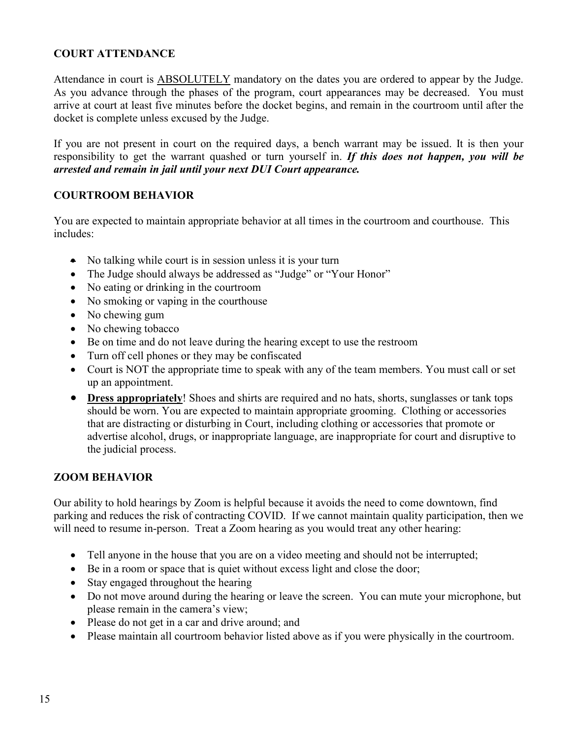## COURT ATTENDANCE

Attendance in court is <u>ABSOLUTELY</u> mandatory on the dates you are ordered to appear by the Judge. As you advance through the phases of the program, court appearances may be decreased. You must arrive at court at least five minutes before the docket begins, and remain in the courtroom until after the docket is complete unless excused by the Judge.

If you are not present in court on the required days, a bench warrant may be issued. It is then your responsibility to get the warrant quashed or turn yourself in. ***If this does not happen, you will be arrested and remain in jail until your next DUI Court appearance.***

## COURTROOM BEHAVIOR

You are expected to maintain appropriate behavior at all times in the courtroom and courthouse. This includes:

- No talking while court is in session unless it is your turn
- The Judge should always be addressed as "Judge" or "Your Honor"
- No eating or drinking in the courtroom
- No smoking or vaping in the courthouse
- No chewing gum
- No chewing tobacco
- Be on time and do not leave during the hearing except to use the restroom
- Turn off cell phones or they may be confiscated
- Court is NOT the appropriate time to speak with any of the team members. You must call or set up an appointment.
- <u>**Dress appropriately**</u>! Shoes and shirts are required and no hats, shorts, sunglasses or tank tops should be worn. You are expected to maintain appropriate grooming. Clothing or accessories that are distracting or disturbing in Court, including clothing or accessories that promote or advertise alcohol, drugs, or inappropriate language, are inappropriate for court and disruptive to the judicial process.

## ZOOM BEHAVIOR

Our ability to hold hearings by Zoom is helpful because it avoids the need to come downtown, find parking and reduces the risk of contracting COVID. If we cannot maintain quality participation, then we will need to resume in-person. Treat a Zoom hearing as you would treat any other hearing:

- Tell anyone in the house that you are on a video meeting and should not be interrupted;
- Be in a room or space that is quiet without excess light and close the door;
- Stay engaged throughout the hearing
- Do not move around during the hearing or leave the screen. You can mute your microphone, but please remain in the camera's view;
- Please do not get in a car and drive around; and
- Please maintain all courtroom behavior listed above as if you were physically in the courtroom.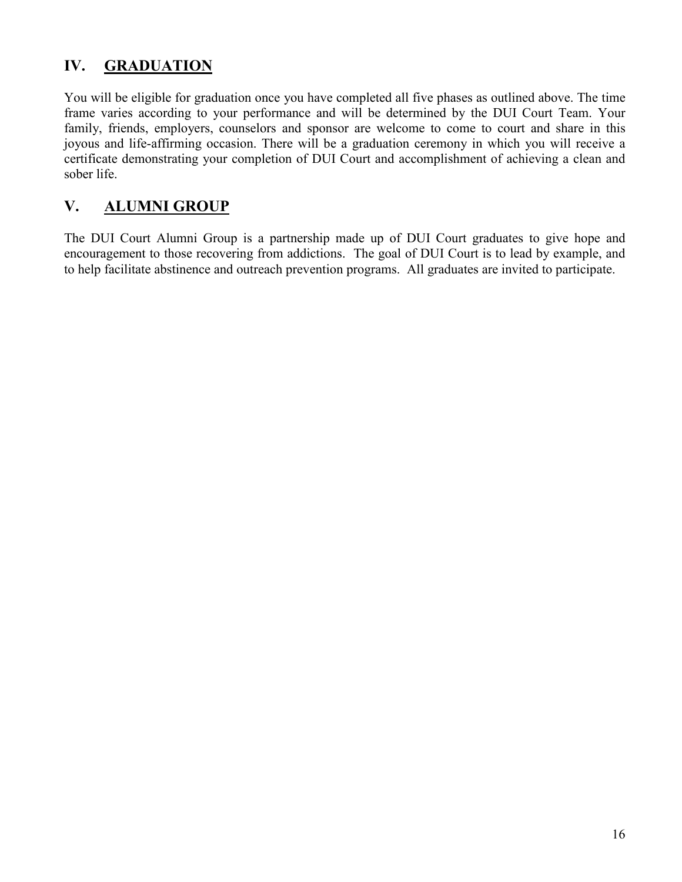## IV. GRADUATION

You will be eligible for graduation once you have completed all five phases as outlined above. The time frame varies according to your performance and will be determined by the DUI Court Team. Your family, friends, employers, counselors and sponsor are welcome to come to court and share in this joyous and life-affirming occasion. There will be a graduation ceremony in which you will receive a certificate demonstrating your completion of DUI Court and accomplishment of achieving a clean and sober life.

## V. ALUMNI GROUP

The DUI Court Alumni Group is a partnership made up of DUI Court graduates to give hope and encouragement to those recovering from addictions. The goal of DUI Court is to lead by example, and to help facilitate abstinence and outreach prevention programs. All graduates are invited to participate.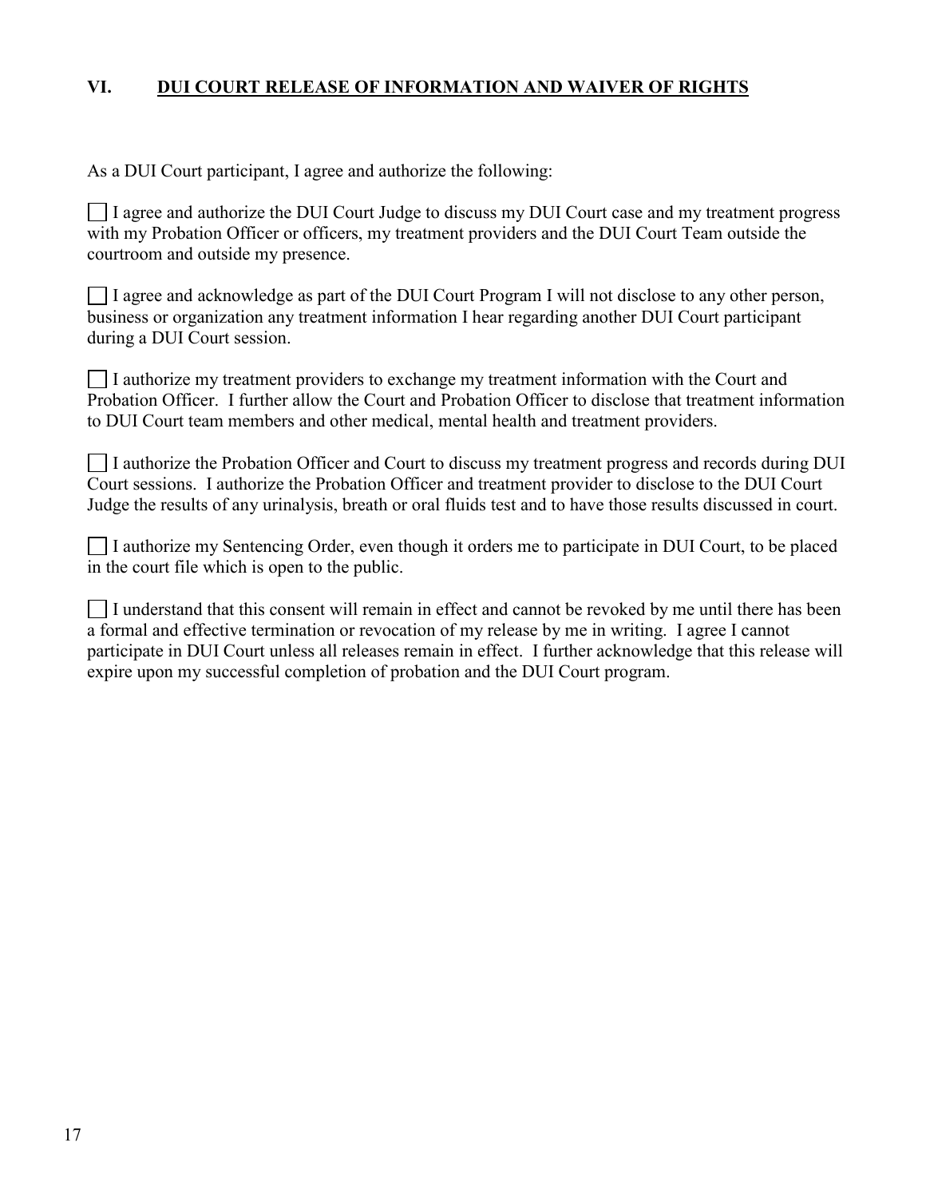## VI. DUI COURT RELEASE OF INFORMATION AND WAIVER OF RIGHTS

As a DUI Court participant, I agree and authorize the following:

☐ I agree and authorize the DUI Court Judge to discuss my DUI Court case and my treatment progress with my Probation Officer or officers, my treatment providers and the DUI Court Team outside the courtroom and outside my presence.

☐ I agree and acknowledge as part of the DUI Court Program I will not disclose to any other person, business or organization any treatment information I hear regarding another DUI Court participant during a DUI Court session.

☐ I authorize my treatment providers to exchange my treatment information with the Court and Probation Officer. I further allow the Court and Probation Officer to disclose that treatment information to DUI Court team members and other medical, mental health and treatment providers.

☐ I authorize the Probation Officer and Court to discuss my treatment progress and records during DUI Court sessions. I authorize the Probation Officer and treatment provider to disclose to the DUI Court Judge the results of any urinalysis, breath or oral fluids test and to have those results discussed in court.

☐ I authorize my Sentencing Order, even though it orders me to participate in DUI Court, to be placed in the court file which is open to the public.

☐ I understand that this consent will remain in effect and cannot be revoked by me until there has been a formal and effective termination or revocation of my release by me in writing. I agree I cannot participate in DUI Court unless all releases remain in effect. I further acknowledge that this release will expire upon my successful completion of probation and the DUI Court program.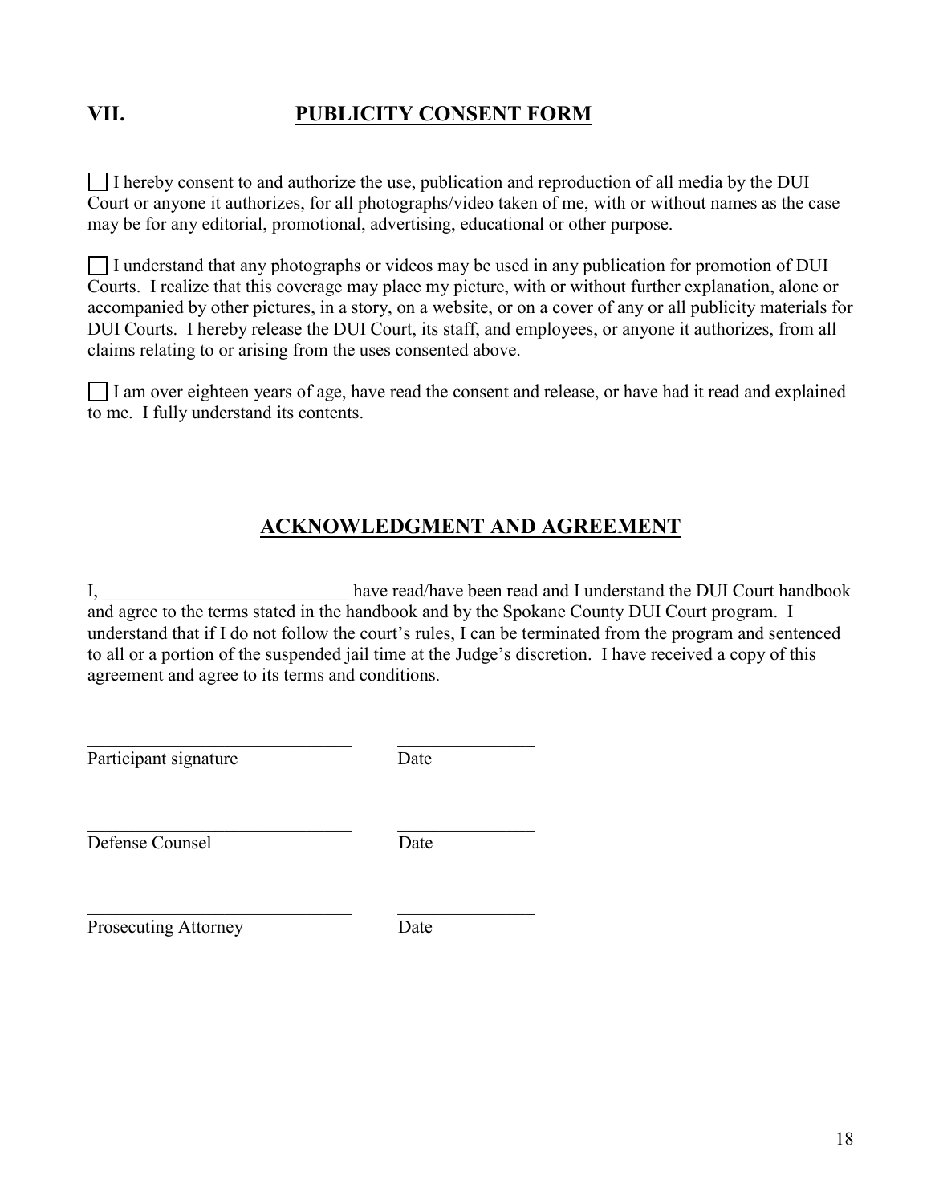## VII. PUBLICITY CONSENT FORM

☐ I hereby consent to and authorize the use, publication and reproduction of all media by the DUI Court or anyone it authorizes, for all photographs/video taken of me, with or without names as the case may be for any editorial, promotional, advertising, educational or other purpose.

☐ I understand that any photographs or videos may be used in any publication for promotion of DUI Courts. I realize that this coverage may place my picture, with or without further explanation, alone or accompanied by other pictures, in a story, on a website, or on a cover of any or all publicity materials for DUI Courts. I hereby release the DUI Court, its staff, and employees, or anyone it authorizes, from all claims relating to or arising from the uses consented above.

☐ I am over eighteen years of age, have read the consent and release, or have had it read and explained to me. I fully understand its contents.

## ACKNOWLEDGMENT AND AGREEMENT

I, ____________________________ have read/have been read and I understand the DUI Court handbook and agree to the terms stated in the handbook and by the Spokane County DUI Court program. I understand that if I do not follow the court's rules, I can be terminated from the program and sentenced to all or a portion of the suspended jail time at the Judge's discretion. I have received a copy of this agreement and agree to its terms and conditions.

______________________________ _______________
Participant signature Date

______________________________ _______________
Defense Counsel Date

______________________________ _______________
Prosecuting Attorney Date